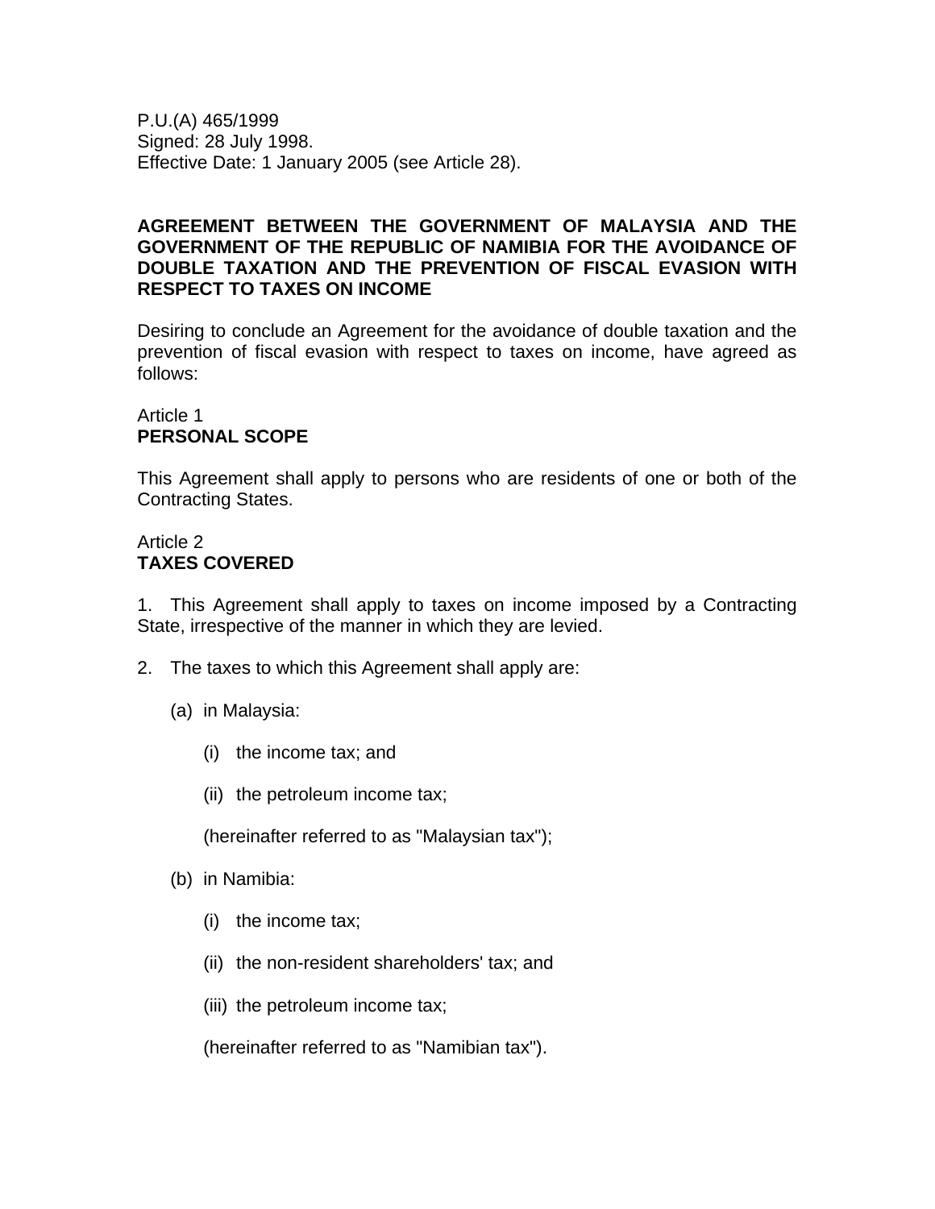P.U.(A) 465/1999
Signed: 28 July 1998.
Effective Date: 1 January 2005 (see Article 28).

**AGREEMENT BETWEEN THE GOVERNMENT OF MALAYSIA AND THE GOVERNMENT OF THE REPUBLIC OF NAMIBIA FOR THE AVOIDANCE OF DOUBLE TAXATION AND THE PREVENTION OF FISCAL EVASION WITH RESPECT TO TAXES ON INCOME**

Desiring to conclude an Agreement for the avoidance of double taxation and the prevention of fiscal evasion with respect to taxes on income, have agreed as follows:

Article 1
**PERSONAL SCOPE**

This Agreement shall apply to persons who are residents of one or both of the Contracting States.

Article 2
**TAXES COVERED**

1. This Agreement shall apply to taxes on income imposed by a Contracting State, irrespective of the manner in which they are levied.

2. The taxes to which this Agreement shall apply are:

   (a) in Malaysia:

      (i) the income tax; and

      (ii) the petroleum income tax;

      (hereinafter referred to as "Malaysian tax");

   (b) in Namibia:

      (i) the income tax;

      (ii) the non-resident shareholders' tax; and

      (iii) the petroleum income tax;

      (hereinafter referred to as "Namibian tax").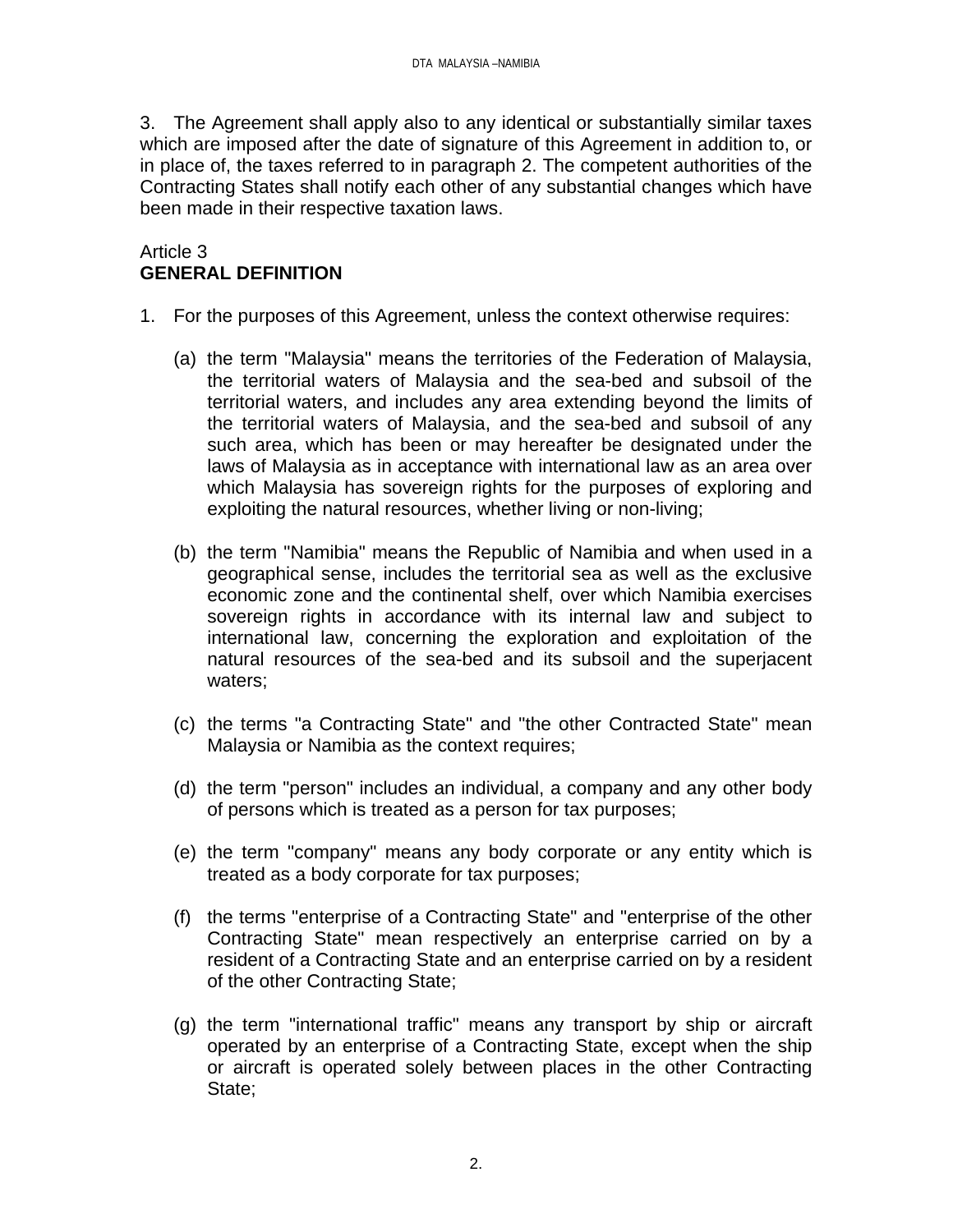3. The Agreement shall apply also to any identical or substantially similar taxes which are imposed after the date of signature of this Agreement in addition to, or in place of, the taxes referred to in paragraph 2. The competent authorities of the Contracting States shall notify each other of any substantial changes which have been made in their respective taxation laws.

Article 3
**GENERAL DEFINITION**

1. For the purposes of this Agreement, unless the context otherwise requires:

   (a) the term "Malaysia" means the territories of the Federation of Malaysia, the territorial waters of Malaysia and the sea-bed and subsoil of the territorial waters, and includes any area extending beyond the limits of the territorial waters of Malaysia, and the sea-bed and subsoil of any such area, which has been or may hereafter be designated under the laws of Malaysia as in acceptance with international law as an area over which Malaysia has sovereign rights for the purposes of exploring and exploiting the natural resources, whether living or non-living;

   (b) the term "Namibia" means the Republic of Namibia and when used in a geographical sense, includes the territorial sea as well as the exclusive economic zone and the continental shelf, over which Namibia exercises sovereign rights in accordance with its internal law and subject to international law, concerning the exploration and exploitation of the natural resources of the sea-bed and its subsoil and the superjacent waters;

   (c) the terms "a Contracting State" and "the other Contracted State" mean Malaysia or Namibia as the context requires;

   (d) the term "person" includes an individual, a company and any other body of persons which is treated as a person for tax purposes;

   (e) the term "company" means any body corporate or any entity which is treated as a body corporate for tax purposes;

   (f) the terms "enterprise of a Contracting State" and "enterprise of the other Contracting State" mean respectively an enterprise carried on by a resident of a Contracting State and an enterprise carried on by a resident of the other Contracting State;

   (g) the term "international traffic" means any transport by ship or aircraft operated by an enterprise of a Contracting State, except when the ship or aircraft is operated solely between places in the other Contracting State;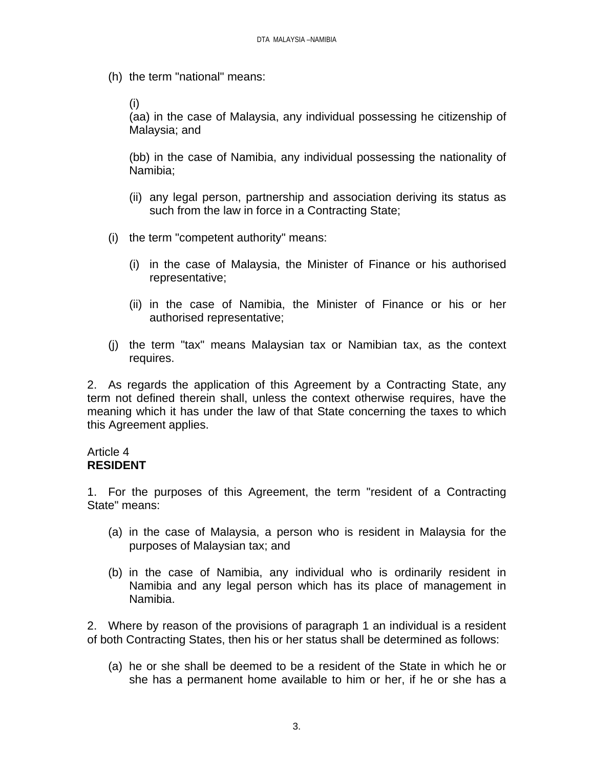(h) the term "national" means:

(i)
(aa) in the case of Malaysia, any individual possessing he citizenship of Malaysia; and

(bb) in the case of Namibia, any individual possessing the nationality of Namibia;

(ii) any legal person, partnership and association deriving its status as such from the law in force in a Contracting State;

(i) the term "competent authority" means:

(i) in the case of Malaysia, the Minister of Finance or his authorised representative;

(ii) in the case of Namibia, the Minister of Finance or his or her authorised representative;

(j) the term "tax" means Malaysian tax or Namibian tax, as the context requires.

2. As regards the application of this Agreement by a Contracting State, any term not defined therein shall, unless the context otherwise requires, have the meaning which it has under the law of that State concerning the taxes to which this Agreement applies.

Article 4
**RESIDENT**

1. For the purposes of this Agreement, the term "resident of a Contracting State" means:

(a) in the case of Malaysia, a person who is resident in Malaysia for the purposes of Malaysian tax; and

(b) in the case of Namibia, any individual who is ordinarily resident in Namibia and any legal person which has its place of management in Namibia.

2. Where by reason of the provisions of paragraph 1 an individual is a resident of both Contracting States, then his or her status shall be determined as follows:

(a) he or she shall be deemed to be a resident of the State in which he or she has a permanent home available to him or her, if he or she has a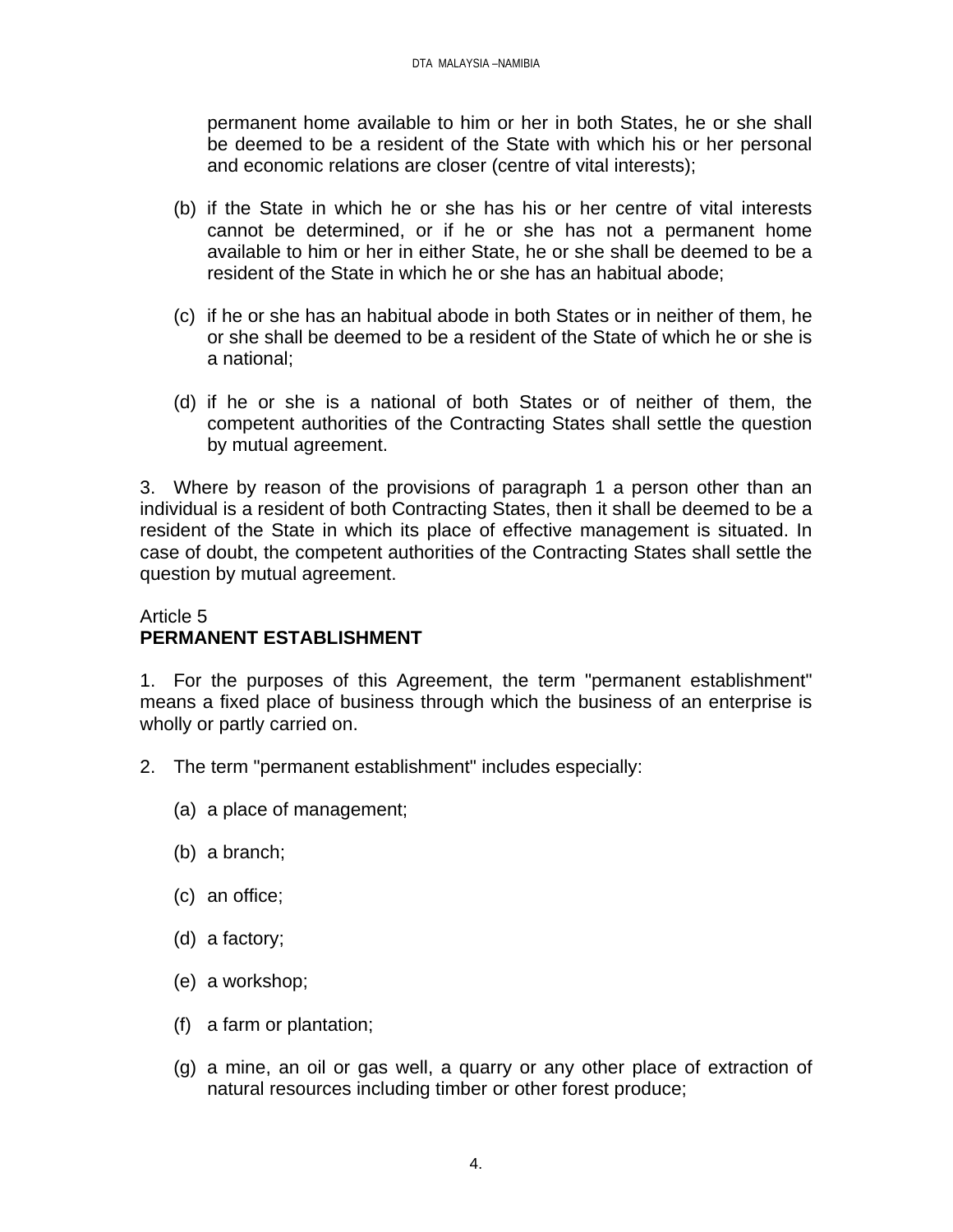permanent home available to him or her in both States, he or she shall be deemed to be a resident of the State with which his or her personal and economic relations are closer (centre of vital interests);

(b) if the State in which he or she has his or her centre of vital interests cannot be determined, or if he or she has not a permanent home available to him or her in either State, he or she shall be deemed to be a resident of the State in which he or she has an habitual abode;

(c) if he or she has an habitual abode in both States or in neither of them, he or she shall be deemed to be a resident of the State of which he or she is a national;

(d) if he or she is a national of both States or of neither of them, the competent authorities of the Contracting States shall settle the question by mutual agreement.

3. Where by reason of the provisions of paragraph 1 a person other than an individual is a resident of both Contracting States, then it shall be deemed to be a resident of the State in which its place of effective management is situated. In case of doubt, the competent authorities of the Contracting States shall settle the question by mutual agreement.

Article 5
**PERMANENT ESTABLISHMENT**

1. For the purposes of this Agreement, the term "permanent establishment" means a fixed place of business through which the business of an enterprise is wholly or partly carried on.

2. The term "permanent establishment" includes especially:

(a) a place of management;

(b) a branch;

(c) an office;

(d) a factory;

(e) a workshop;

(f) a farm or plantation;

(g) a mine, an oil or gas well, a quarry or any other place of extraction of natural resources including timber or other forest produce;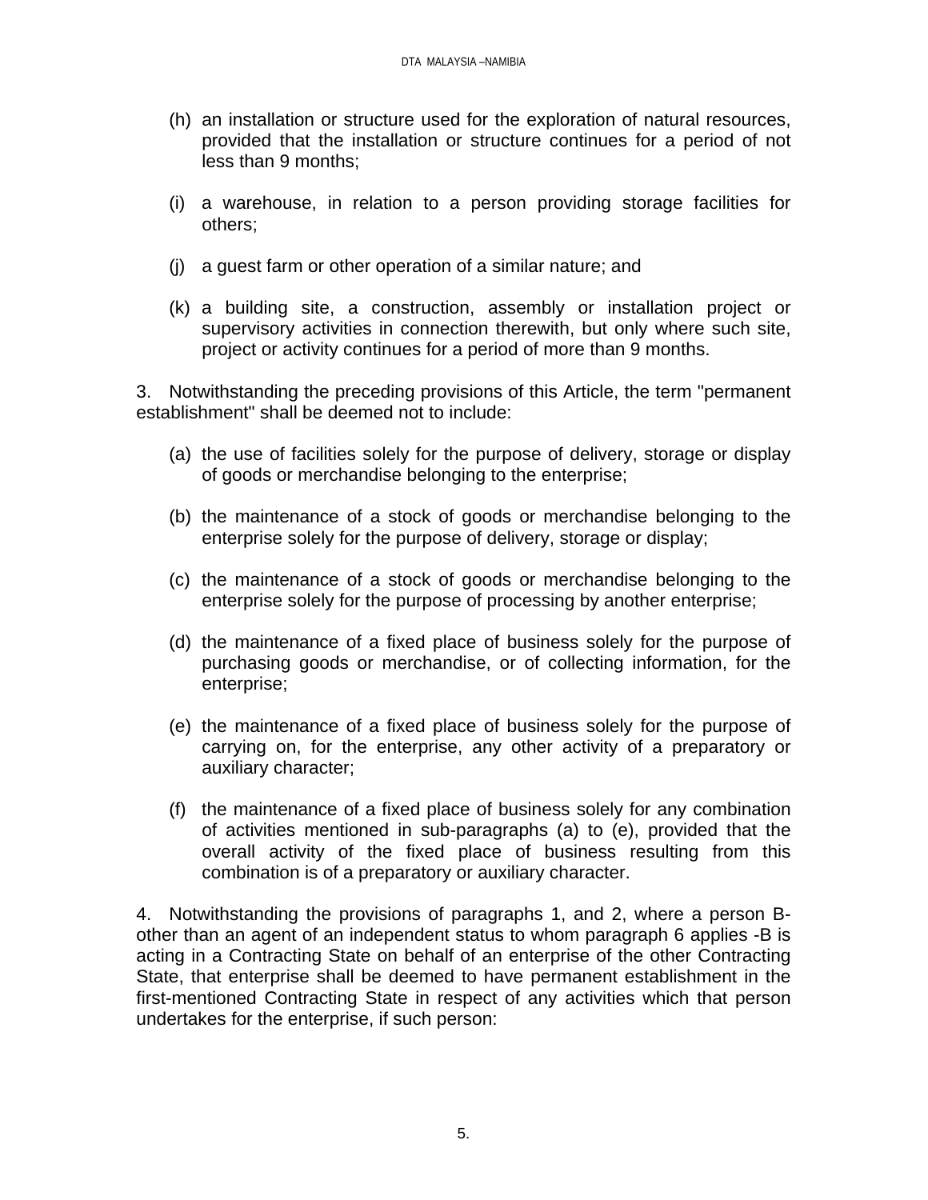(h) an installation or structure used for the exploration of natural resources, provided that the installation or structure continues for a period of not less than 9 months;

(i) a warehouse, in relation to a person providing storage facilities for others;

(j) a guest farm or other operation of a similar nature; and

(k) a building site, a construction, assembly or installation project or supervisory activities in connection therewith, but only where such site, project or activity continues for a period of more than 9 months.

3. Notwithstanding the preceding provisions of this Article, the term "permanent establishment" shall be deemed not to include:

(a) the use of facilities solely for the purpose of delivery, storage or display of goods or merchandise belonging to the enterprise;

(b) the maintenance of a stock of goods or merchandise belonging to the enterprise solely for the purpose of delivery, storage or display;

(c) the maintenance of a stock of goods or merchandise belonging to the enterprise solely for the purpose of processing by another enterprise;

(d) the maintenance of a fixed place of business solely for the purpose of purchasing goods or merchandise, or of collecting information, for the enterprise;

(e) the maintenance of a fixed place of business solely for the purpose of carrying on, for the enterprise, any other activity of a preparatory or auxiliary character;

(f) the maintenance of a fixed place of business solely for any combination of activities mentioned in sub-paragraphs (a) to (e), provided that the overall activity of the fixed place of business resulting from this combination is of a preparatory or auxiliary character.

4. Notwithstanding the provisions of paragraphs 1, and 2, where a person B- other than an agent of an independent status to whom paragraph 6 applies -B is acting in a Contracting State on behalf of an enterprise of the other Contracting State, that enterprise shall be deemed to have permanent establishment in the first-mentioned Contracting State in respect of any activities which that person undertakes for the enterprise, if such person: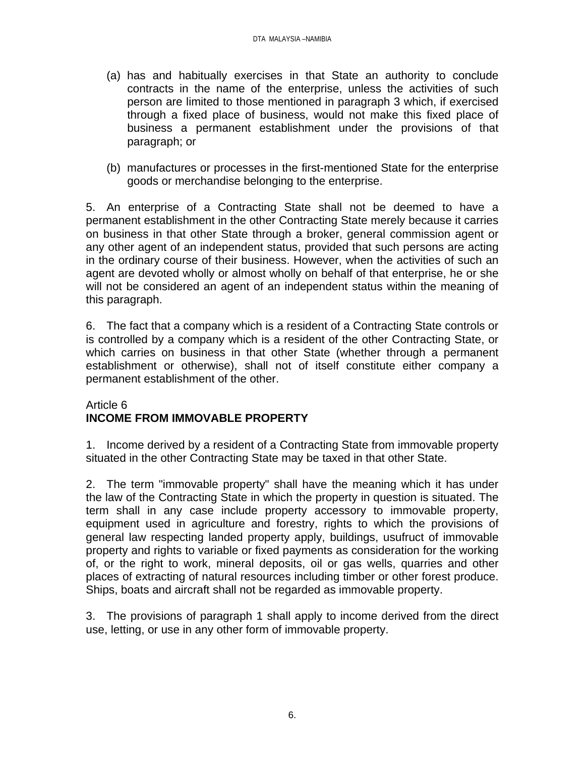(a) has and habitually exercises in that State an authority to conclude contracts in the name of the enterprise, unless the activities of such person are limited to those mentioned in paragraph 3 which, if exercised through a fixed place of business, would not make this fixed place of business a permanent establishment under the provisions of that paragraph; or

(b) manufactures or processes in the first-mentioned State for the enterprise goods or merchandise belonging to the enterprise.

5. An enterprise of a Contracting State shall not be deemed to have a permanent establishment in the other Contracting State merely because it carries on business in that other State through a broker, general commission agent or any other agent of an independent status, provided that such persons are acting in the ordinary course of their business. However, when the activities of such an agent are devoted wholly or almost wholly on behalf of that enterprise, he or she will not be considered an agent of an independent status within the meaning of this paragraph.

6. The fact that a company which is a resident of a Contracting State controls or is controlled by a company which is a resident of the other Contracting State, or which carries on business in that other State (whether through a permanent establishment or otherwise), shall not of itself constitute either company a permanent establishment of the other.

Article 6
**INCOME FROM IMMOVABLE PROPERTY**

1. Income derived by a resident of a Contracting State from immovable property situated in the other Contracting State may be taxed in that other State.

2. The term "immovable property" shall have the meaning which it has under the law of the Contracting State in which the property in question is situated. The term shall in any case include property accessory to immovable property, equipment used in agriculture and forestry, rights to which the provisions of general law respecting landed property apply, buildings, usufruct of immovable property and rights to variable or fixed payments as consideration for the working of, or the right to work, mineral deposits, oil or gas wells, quarries and other places of extracting of natural resources including timber or other forest produce. Ships, boats and aircraft shall not be regarded as immovable property.

3. The provisions of paragraph 1 shall apply to income derived from the direct use, letting, or use in any other form of immovable property.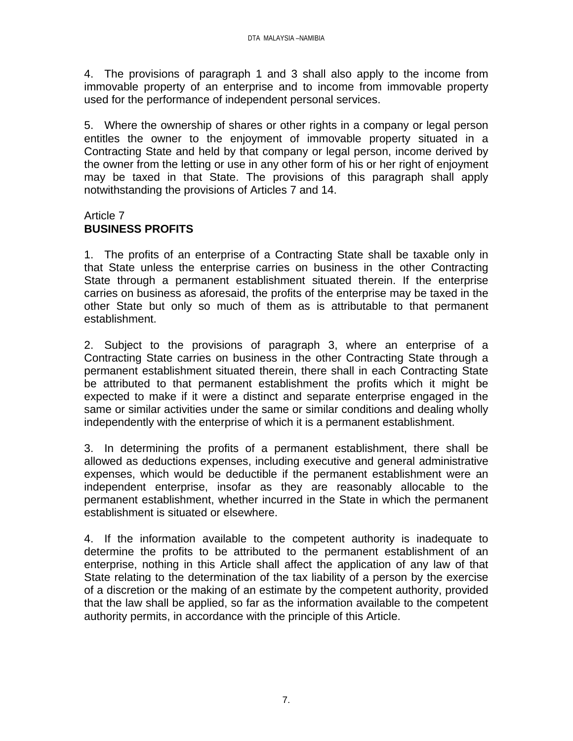4. The provisions of paragraph 1 and 3 shall also apply to the income from immovable property of an enterprise and to income from immovable property used for the performance of independent personal services.

5. Where the ownership of shares or other rights in a company or legal person entitles the owner to the enjoyment of immovable property situated in a Contracting State and held by that company or legal person, income derived by the owner from the letting or use in any other form of his or her right of enjoyment may be taxed in that State. The provisions of this paragraph shall apply notwithstanding the provisions of Articles 7 and 14.

Article 7
**BUSINESS PROFITS**

1. The profits of an enterprise of a Contracting State shall be taxable only in that State unless the enterprise carries on business in the other Contracting State through a permanent establishment situated therein. If the enterprise carries on business as aforesaid, the profits of the enterprise may be taxed in the other State but only so much of them as is attributable to that permanent establishment.

2. Subject to the provisions of paragraph 3, where an enterprise of a Contracting State carries on business in the other Contracting State through a permanent establishment situated therein, there shall in each Contracting State be attributed to that permanent establishment the profits which it might be expected to make if it were a distinct and separate enterprise engaged in the same or similar activities under the same or similar conditions and dealing wholly independently with the enterprise of which it is a permanent establishment.

3. In determining the profits of a permanent establishment, there shall be allowed as deductions expenses, including executive and general administrative expenses, which would be deductible if the permanent establishment were an independent enterprise, insofar as they are reasonably allocable to the permanent establishment, whether incurred in the State in which the permanent establishment is situated or elsewhere.

4. If the information available to the competent authority is inadequate to determine the profits to be attributed to the permanent establishment of an enterprise, nothing in this Article shall affect the application of any law of that State relating to the determination of the tax liability of a person by the exercise of a discretion or the making of an estimate by the competent authority, provided that the law shall be applied, so far as the information available to the competent authority permits, in accordance with the principle of this Article.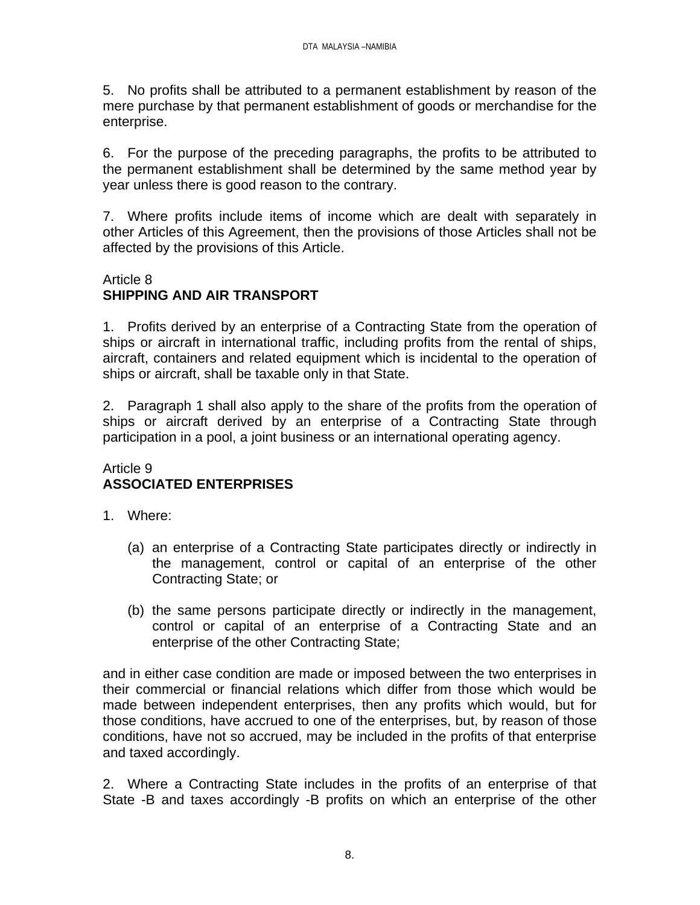5. No profits shall be attributed to a permanent establishment by reason of the mere purchase by that permanent establishment of goods or merchandise for the enterprise.

6. For the purpose of the preceding paragraphs, the profits to be attributed to the permanent establishment shall be determined by the same method year by year unless there is good reason to the contrary.

7. Where profits include items of income which are dealt with separately in other Articles of this Agreement, then the provisions of those Articles shall not be affected by the provisions of this Article.

## Article 8
**SHIPPING AND AIR TRANSPORT**

1. Profits derived by an enterprise of a Contracting State from the operation of ships or aircraft in international traffic, including profits from the rental of ships, aircraft, containers and related equipment which is incidental to the operation of ships or aircraft, shall be taxable only in that State.

2. Paragraph 1 shall also apply to the share of the profits from the operation of ships or aircraft derived by an enterprise of a Contracting State through participation in a pool, a joint business or an international operating agency.

## Article 9
**ASSOCIATED ENTERPRISES**

1. Where:

   (a) an enterprise of a Contracting State participates directly or indirectly in the management, control or capital of an enterprise of the other Contracting State; or

   (b) the same persons participate directly or indirectly in the management, control or capital of an enterprise of a Contracting State and an enterprise of the other Contracting State;

and in either case condition are made or imposed between the two enterprises in their commercial or financial relations which differ from those which would be made between independent enterprises, then any profits which would, but for those conditions, have accrued to one of the enterprises, but, by reason of those conditions, have not so accrued, may be included in the profits of that enterprise and taxed accordingly.

2. Where a Contracting State includes in the profits of an enterprise of that State -B and taxes accordingly -B profits on which an enterprise of the other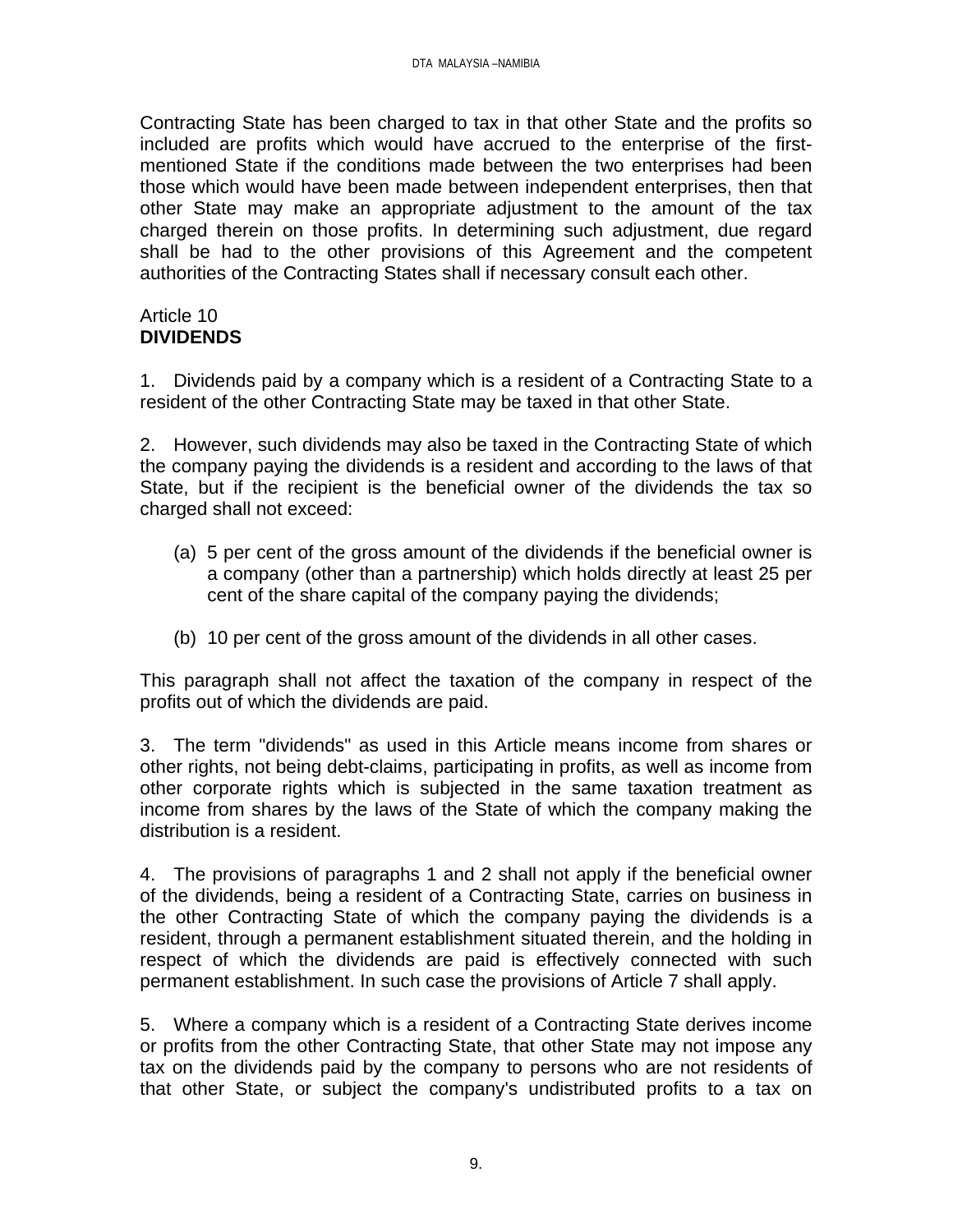Contracting State has been charged to tax in that other State and the profits so included are profits which would have accrued to the enterprise of the first-mentioned State if the conditions made between the two enterprises had been those which would have been made between independent enterprises, then that other State may make an appropriate adjustment to the amount of the tax charged therein on those profits. In determining such adjustment, due regard shall be had to the other provisions of this Agreement and the competent authorities of the Contracting States shall if necessary consult each other.

Article 10
**DIVIDENDS**

1. Dividends paid by a company which is a resident of a Contracting State to a resident of the other Contracting State may be taxed in that other State.

2. However, such dividends may also be taxed in the Contracting State of which the company paying the dividends is a resident and according to the laws of that State, but if the recipient is the beneficial owner of the dividends the tax so charged shall not exceed:

(a) 5 per cent of the gross amount of the dividends if the beneficial owner is a company (other than a partnership) which holds directly at least 25 per cent of the share capital of the company paying the dividends;

(b) 10 per cent of the gross amount of the dividends in all other cases.

This paragraph shall not affect the taxation of the company in respect of the profits out of which the dividends are paid.

3. The term "dividends" as used in this Article means income from shares or other rights, not being debt-claims, participating in profits, as well as income from other corporate rights which is subjected in the same taxation treatment as income from shares by the laws of the State of which the company making the distribution is a resident.

4. The provisions of paragraphs 1 and 2 shall not apply if the beneficial owner of the dividends, being a resident of a Contracting State, carries on business in the other Contracting State of which the company paying the dividends is a resident, through a permanent establishment situated therein, and the holding in respect of which the dividends are paid is effectively connected with such permanent establishment. In such case the provisions of Article 7 shall apply.

5. Where a company which is a resident of a Contracting State derives income or profits from the other Contracting State, that other State may not impose any tax on the dividends paid by the company to persons who are not residents of that other State, or subject the company's undistributed profits to a tax on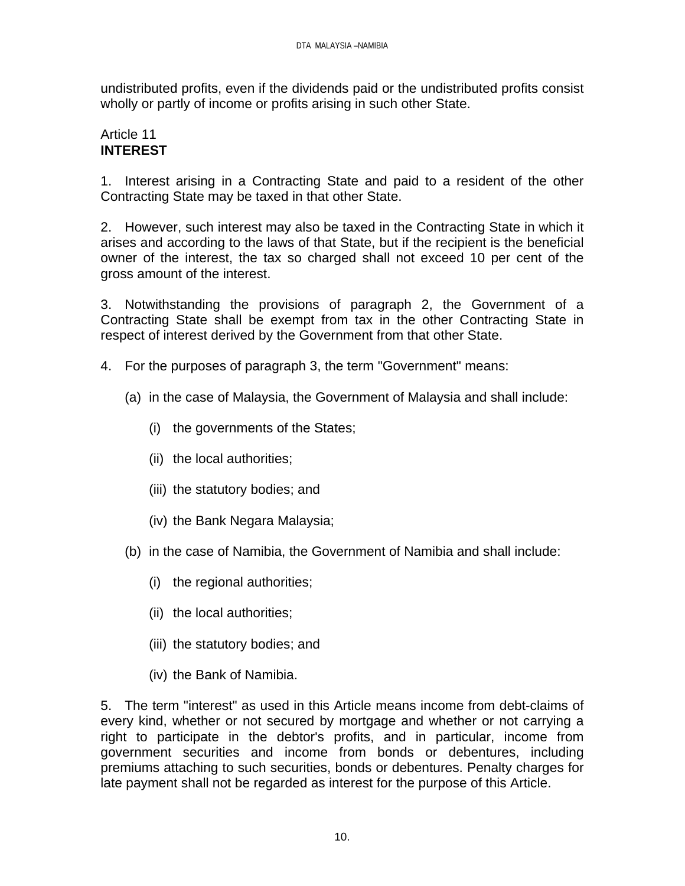undistributed profits, even if the dividends paid or the undistributed profits consist wholly or partly of income or profits arising in such other State.

Article 11
**INTEREST**

1. Interest arising in a Contracting State and paid to a resident of the other Contracting State may be taxed in that other State.

2. However, such interest may also be taxed in the Contracting State in which it arises and according to the laws of that State, but if the recipient is the beneficial owner of the interest, the tax so charged shall not exceed 10 per cent of the gross amount of the interest.

3. Notwithstanding the provisions of paragraph 2, the Government of a Contracting State shall be exempt from tax in the other Contracting State in respect of interest derived by the Government from that other State.

4. For the purposes of paragraph 3, the term "Government" means:

   (a) in the case of Malaysia, the Government of Malaysia and shall include:

      (i) the governments of the States;

      (ii) the local authorities;

      (iii) the statutory bodies; and

      (iv) the Bank Negara Malaysia;

   (b) in the case of Namibia, the Government of Namibia and shall include:

      (i) the regional authorities;

      (ii) the local authorities;

      (iii) the statutory bodies; and

      (iv) the Bank of Namibia.

5. The term "interest" as used in this Article means income from debt-claims of every kind, whether or not secured by mortgage and whether or not carrying a right to participate in the debtor's profits, and in particular, income from government securities and income from bonds or debentures, including premiums attaching to such securities, bonds or debentures. Penalty charges for late payment shall not be regarded as interest for the purpose of this Article.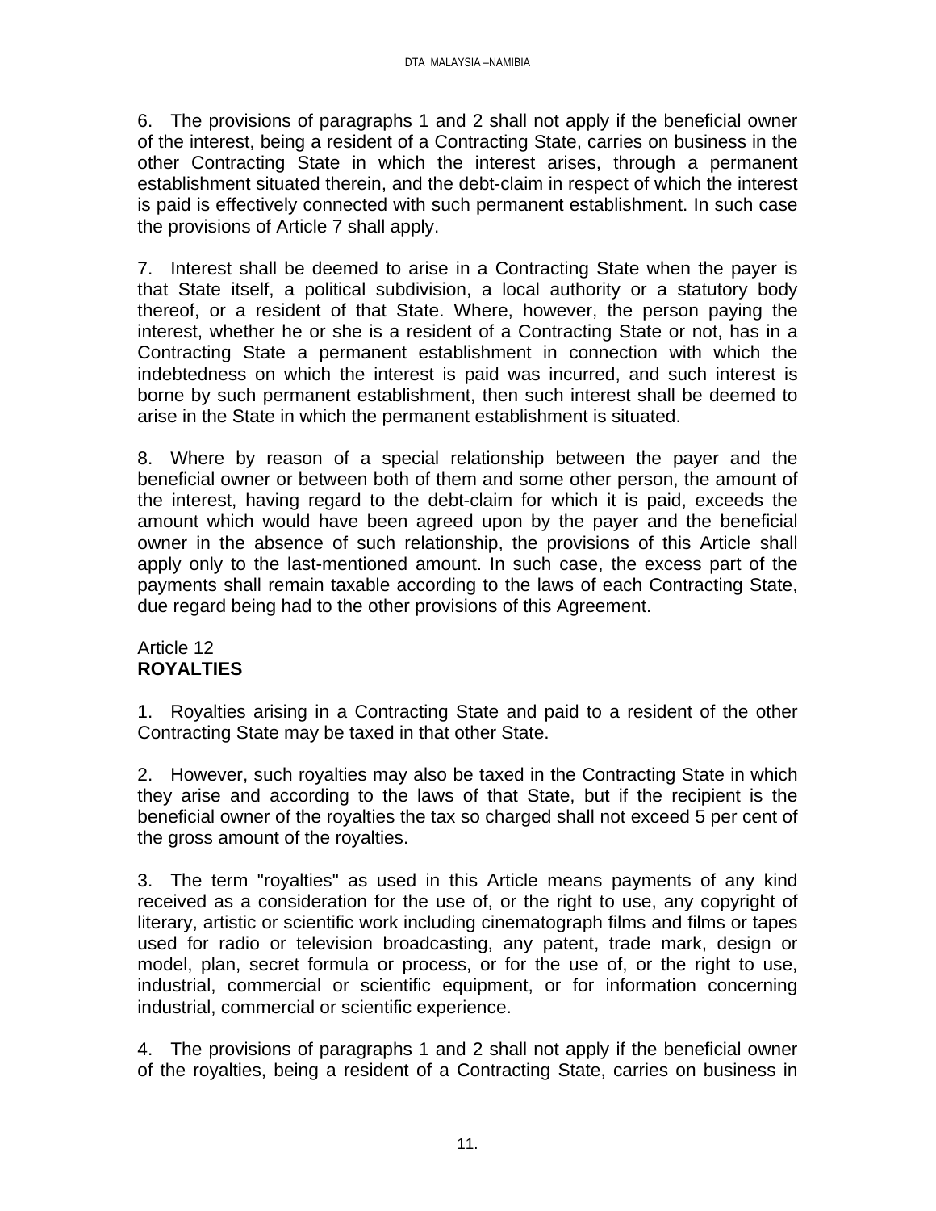6. The provisions of paragraphs 1 and 2 shall not apply if the beneficial owner of the interest, being a resident of a Contracting State, carries on business in the other Contracting State in which the interest arises, through a permanent establishment situated therein, and the debt-claim in respect of which the interest is paid is effectively connected with such permanent establishment. In such case the provisions of Article 7 shall apply.

7. Interest shall be deemed to arise in a Contracting State when the payer is that State itself, a political subdivision, a local authority or a statutory body thereof, or a resident of that State. Where, however, the person paying the interest, whether he or she is a resident of a Contracting State or not, has in a Contracting State a permanent establishment in connection with which the indebtedness on which the interest is paid was incurred, and such interest is borne by such permanent establishment, then such interest shall be deemed to arise in the State in which the permanent establishment is situated.

8. Where by reason of a special relationship between the payer and the beneficial owner or between both of them and some other person, the amount of the interest, having regard to the debt-claim for which it is paid, exceeds the amount which would have been agreed upon by the payer and the beneficial owner in the absence of such relationship, the provisions of this Article shall apply only to the last-mentioned amount. In such case, the excess part of the payments shall remain taxable according to the laws of each Contracting State, due regard being had to the other provisions of this Agreement.

## Article 12
## **ROYALTIES**

1. Royalties arising in a Contracting State and paid to a resident of the other Contracting State may be taxed in that other State.

2. However, such royalties may also be taxed in the Contracting State in which they arise and according to the laws of that State, but if the recipient is the beneficial owner of the royalties the tax so charged shall not exceed 5 per cent of the gross amount of the royalties.

3. The term "royalties" as used in this Article means payments of any kind received as a consideration for the use of, or the right to use, any copyright of literary, artistic or scientific work including cinematograph films and films or tapes used for radio or television broadcasting, any patent, trade mark, design or model, plan, secret formula or process, or for the use of, or the right to use, industrial, commercial or scientific equipment, or for information concerning industrial, commercial or scientific experience.

4. The provisions of paragraphs 1 and 2 shall not apply if the beneficial owner of the royalties, being a resident of a Contracting State, carries on business in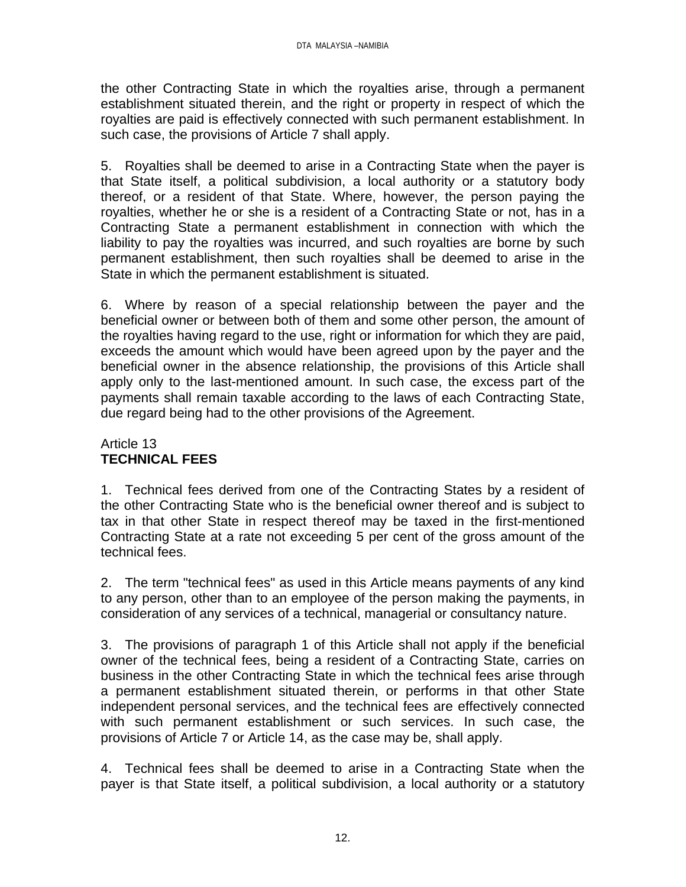the other Contracting State in which the royalties arise, through a permanent establishment situated therein, and the right or property in respect of which the royalties are paid is effectively connected with such permanent establishment. In such case, the provisions of Article 7 shall apply.

5. Royalties shall be deemed to arise in a Contracting State when the payer is that State itself, a political subdivision, a local authority or a statutory body thereof, or a resident of that State. Where, however, the person paying the royalties, whether he or she is a resident of a Contracting State or not, has in a Contracting State a permanent establishment in connection with which the liability to pay the royalties was incurred, and such royalties are borne by such permanent establishment, then such royalties shall be deemed to arise in the State in which the permanent establishment is situated.

6. Where by reason of a special relationship between the payer and the beneficial owner or between both of them and some other person, the amount of the royalties having regard to the use, right or information for which they are paid, exceeds the amount which would have been agreed upon by the payer and the beneficial owner in the absence relationship, the provisions of this Article shall apply only to the last-mentioned amount. In such case, the excess part of the payments shall remain taxable according to the laws of each Contracting State, due regard being had to the other provisions of the Agreement.

Article 13
**TECHNICAL FEES**

1. Technical fees derived from one of the Contracting States by a resident of the other Contracting State who is the beneficial owner thereof and is subject to tax in that other State in respect thereof may be taxed in the first-mentioned Contracting State at a rate not exceeding 5 per cent of the gross amount of the technical fees.

2. The term "technical fees" as used in this Article means payments of any kind to any person, other than to an employee of the person making the payments, in consideration of any services of a technical, managerial or consultancy nature.

3. The provisions of paragraph 1 of this Article shall not apply if the beneficial owner of the technical fees, being a resident of a Contracting State, carries on business in the other Contracting State in which the technical fees arise through a permanent establishment situated therein, or performs in that other State independent personal services, and the technical fees are effectively connected with such permanent establishment or such services. In such case, the provisions of Article 7 or Article 14, as the case may be, shall apply.

4. Technical fees shall be deemed to arise in a Contracting State when the payer is that State itself, a political subdivision, a local authority or a statutory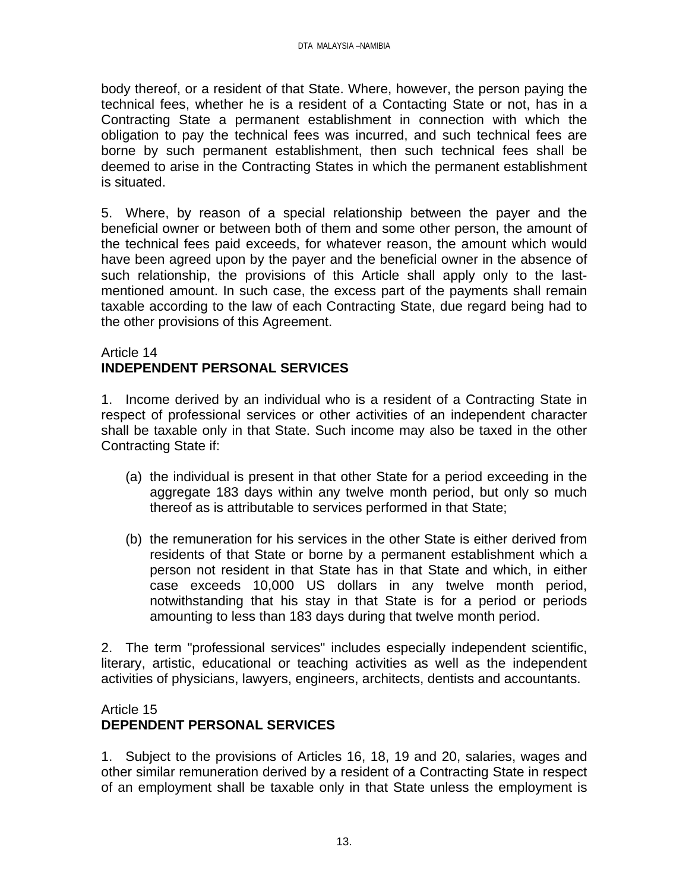body thereof, or a resident of that State. Where, however, the person paying the technical fees, whether he is a resident of a Contacting State or not, has in a Contracting State a permanent establishment in connection with which the obligation to pay the technical fees was incurred, and such technical fees are borne by such permanent establishment, then such technical fees shall be deemed to arise in the Contracting States in which the permanent establishment is situated.

5. Where, by reason of a special relationship between the payer and the beneficial owner or between both of them and some other person, the amount of the technical fees paid exceeds, for whatever reason, the amount which would have been agreed upon by the payer and the beneficial owner in the absence of such relationship, the provisions of this Article shall apply only to the last-mentioned amount. In such case, the excess part of the payments shall remain taxable according to the law of each Contracting State, due regard being had to the other provisions of this Agreement.

## Article 14
## **INDEPENDENT PERSONAL SERVICES**

1. Income derived by an individual who is a resident of a Contracting State in respect of professional services or other activities of an independent character shall be taxable only in that State. Such income may also be taxed in the other Contracting State if:

(a) the individual is present in that other State for a period exceeding in the aggregate 183 days within any twelve month period, but only so much thereof as is attributable to services performed in that State;

(b) the remuneration for his services in the other State is either derived from residents of that State or borne by a permanent establishment which a person not resident in that State has in that State and which, in either case exceeds 10,000 US dollars in any twelve month period, notwithstanding that his stay in that State is for a period or periods amounting to less than 183 days during that twelve month period.

2. The term "professional services" includes especially independent scientific, literary, artistic, educational or teaching activities as well as the independent activities of physicians, lawyers, engineers, architects, dentists and accountants.

## Article 15
## **DEPENDENT PERSONAL SERVICES**

1. Subject to the provisions of Articles 16, 18, 19 and 20, salaries, wages and other similar remuneration derived by a resident of a Contracting State in respect of an employment shall be taxable only in that State unless the employment is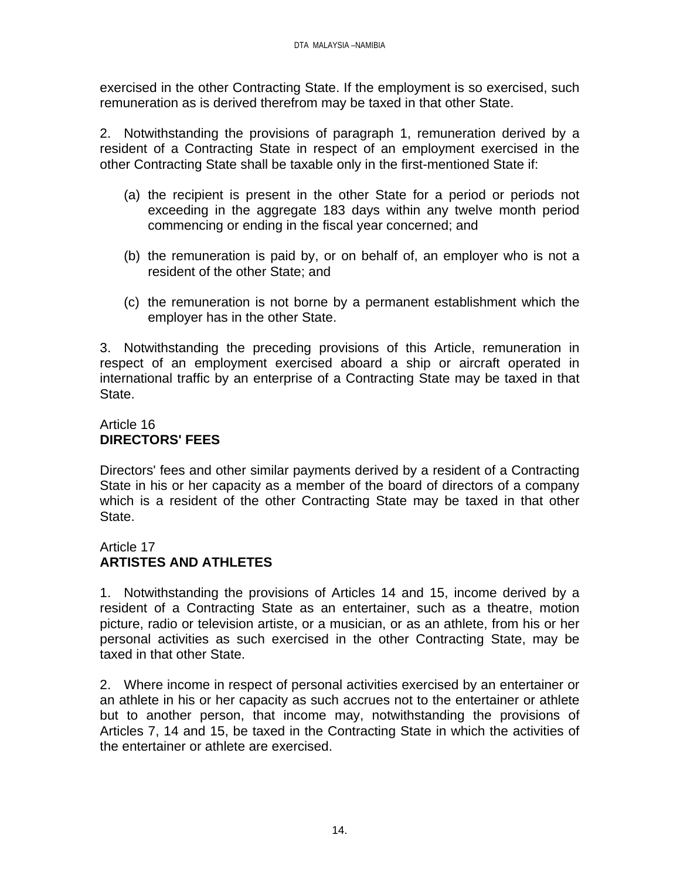exercised in the other Contracting State. If the employment is so exercised, such remuneration as is derived therefrom may be taxed in that other State.

2. Notwithstanding the provisions of paragraph 1, remuneration derived by a resident of a Contracting State in respect of an employment exercised in the other Contracting State shall be taxable only in the first-mentioned State if:

(a) the recipient is present in the other State for a period or periods not exceeding in the aggregate 183 days within any twelve month period commencing or ending in the fiscal year concerned; and

(b) the remuneration is paid by, or on behalf of, an employer who is not a resident of the other State; and

(c) the remuneration is not borne by a permanent establishment which the employer has in the other State.

3. Notwithstanding the preceding provisions of this Article, remuneration in respect of an employment exercised aboard a ship or aircraft operated in international traffic by an enterprise of a Contracting State may be taxed in that State.

Article 16
**DIRECTORS' FEES**

Directors' fees and other similar payments derived by a resident of a Contracting State in his or her capacity as a member of the board of directors of a company which is a resident of the other Contracting State may be taxed in that other State.

Article 17
**ARTISTES AND ATHLETES**

1. Notwithstanding the provisions of Articles 14 and 15, income derived by a resident of a Contracting State as an entertainer, such as a theatre, motion picture, radio or television artiste, or a musician, or as an athlete, from his or her personal activities as such exercised in the other Contracting State, may be taxed in that other State.

2. Where income in respect of personal activities exercised by an entertainer or an athlete in his or her capacity as such accrues not to the entertainer or athlete but to another person, that income may, notwithstanding the provisions of Articles 7, 14 and 15, be taxed in the Contracting State in which the activities of the entertainer or athlete are exercised.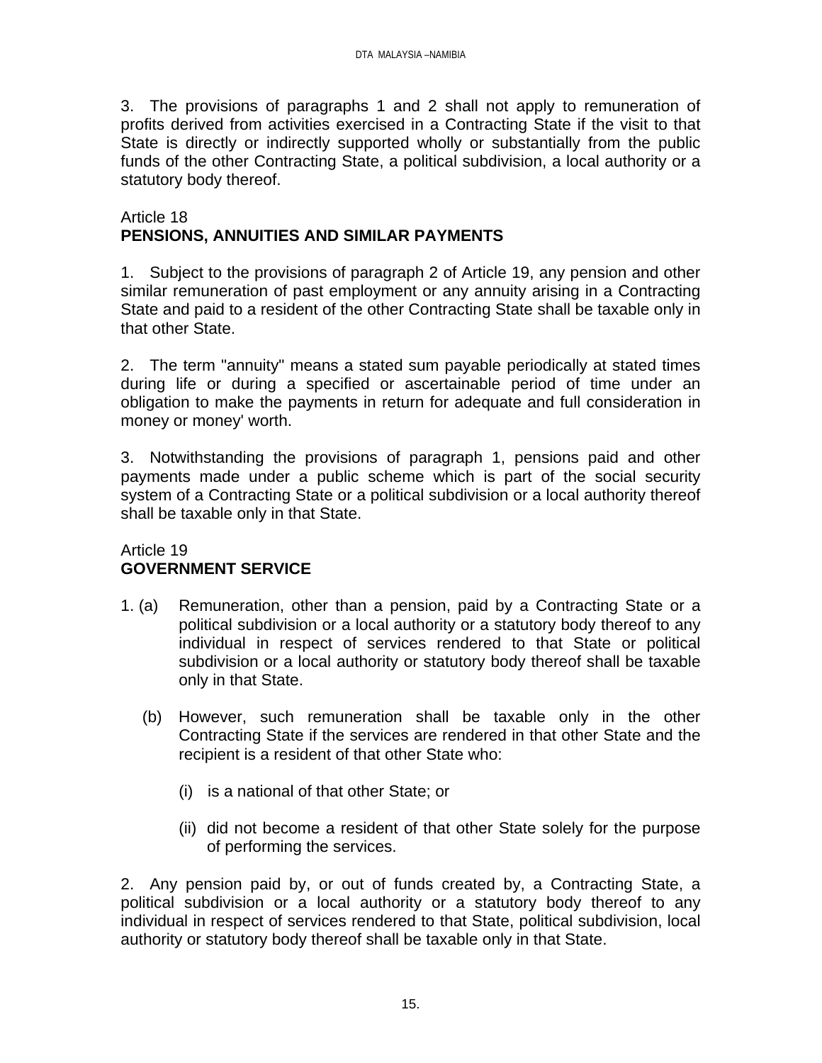3. The provisions of paragraphs 1 and 2 shall not apply to remuneration of profits derived from activities exercised in a Contracting State if the visit to that State is directly or indirectly supported wholly or substantially from the public funds of the other Contracting State, a political subdivision, a local authority or a statutory body thereof.

## Article 18
## PENSIONS, ANNUITIES AND SIMILAR PAYMENTS

1. Subject to the provisions of paragraph 2 of Article 19, any pension and other similar remuneration of past employment or any annuity arising in a Contracting State and paid to a resident of the other Contracting State shall be taxable only in that other State.

2. The term "annuity" means a stated sum payable periodically at stated times during life or during a specified or ascertainable period of time under an obligation to make the payments in return for adequate and full consideration in money or money' worth.

3. Notwithstanding the provisions of paragraph 1, pensions paid and other payments made under a public scheme which is part of the social security system of a Contracting State or a political subdivision or a local authority thereof shall be taxable only in that State.

## Article 19
## GOVERNMENT SERVICE

1. (a) Remuneration, other than a pension, paid by a Contracting State or a political subdivision or a local authority or a statutory body thereof to any individual in respect of services rendered to that State or political subdivision or a local authority or statutory body thereof shall be taxable only in that State.

   (b) However, such remuneration shall be taxable only in the other Contracting State if the services are rendered in that other State and the recipient is a resident of that other State who:

      (i) is a national of that other State; or

      (ii) did not become a resident of that other State solely for the purpose of performing the services.

2. Any pension paid by, or out of funds created by, a Contracting State, a political subdivision or a local authority or a statutory body thereof to any individual in respect of services rendered to that State, political subdivision, local authority or statutory body thereof shall be taxable only in that State.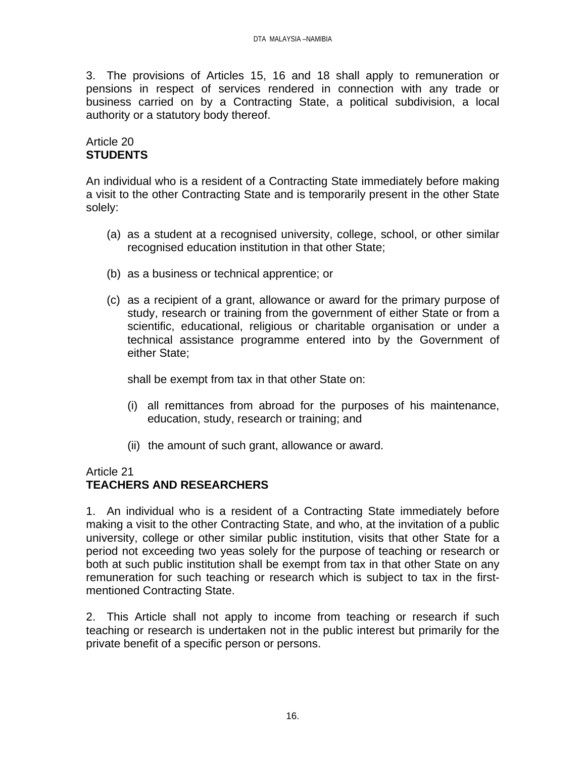3. The provisions of Articles 15, 16 and 18 shall apply to remuneration or pensions in respect of services rendered in connection with any trade or business carried on by a Contracting State, a political subdivision, a local authority or a statutory body thereof.

Article 20
**STUDENTS**

An individual who is a resident of a Contracting State immediately before making a visit to the other Contracting State and is temporarily present in the other State solely:

(a) as a student at a recognised university, college, school, or other similar recognised education institution in that other State;

(b) as a business or technical apprentice; or

(c) as a recipient of a grant, allowance or award for the primary purpose of study, research or training from the government of either State or from a scientific, educational, religious or charitable organisation or under a technical assistance programme entered into by the Government of either State;

shall be exempt from tax in that other State on:

(i) all remittances from abroad for the purposes of his maintenance, education, study, research or training; and

(ii) the amount of such grant, allowance or award.

Article 21
**TEACHERS AND RESEARCHERS**

1. An individual who is a resident of a Contracting State immediately before making a visit to the other Contracting State, and who, at the invitation of a public university, college or other similar public institution, visits that other State for a period not exceeding two yeas solely for the purpose of teaching or research or both at such public institution shall be exempt from tax in that other State on any remuneration for such teaching or research which is subject to tax in the first-mentioned Contracting State.

2. This Article shall not apply to income from teaching or research if such teaching or research is undertaken not in the public interest but primarily for the private benefit of a specific person or persons.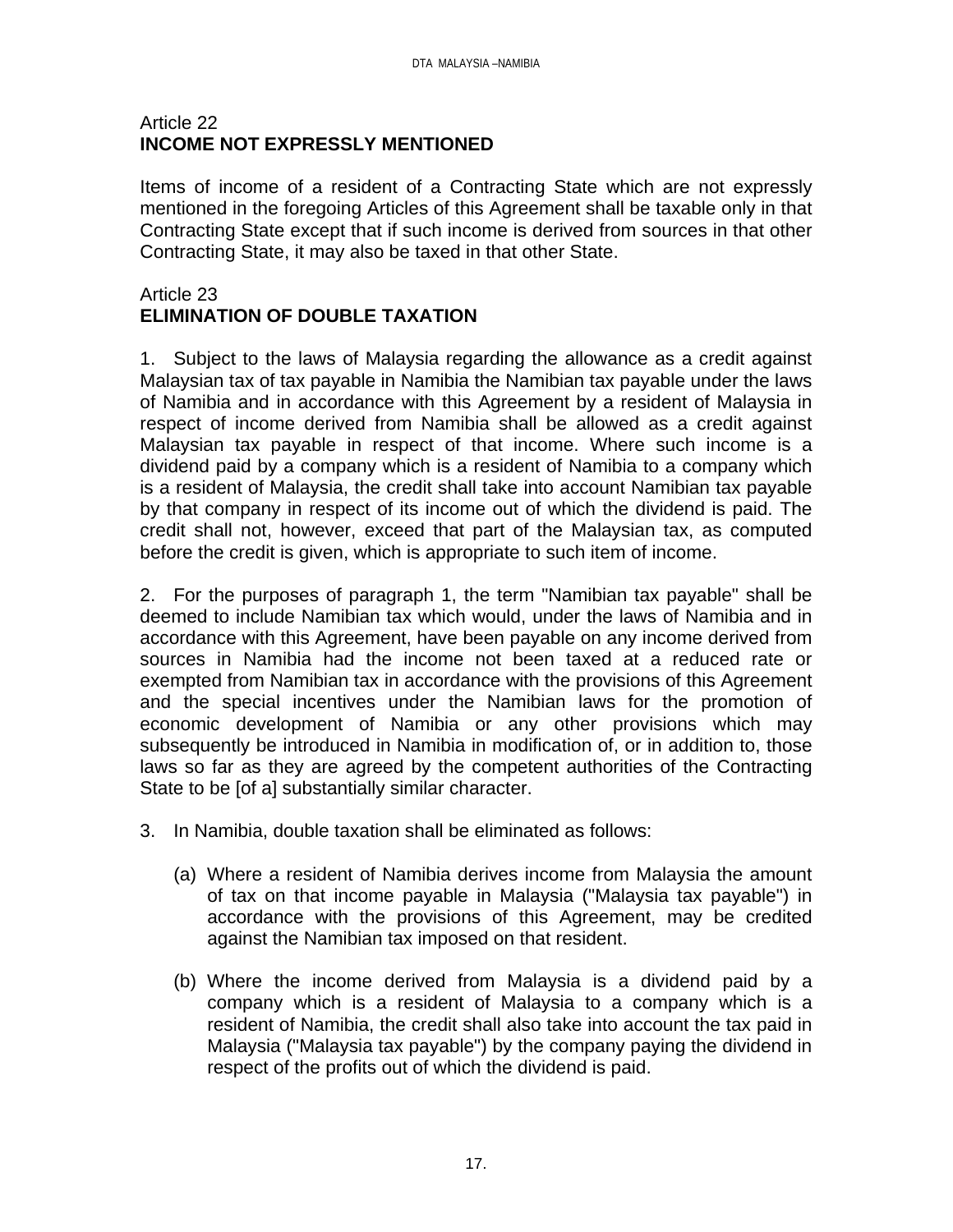## Article 22
## INCOME NOT EXPRESSLY MENTIONED

Items of income of a resident of a Contracting State which are not expressly mentioned in the foregoing Articles of this Agreement shall be taxable only in that Contracting State except that if such income is derived from sources in that other Contracting State, it may also be taxed in that other State.

## Article 23
## ELIMINATION OF DOUBLE TAXATION

1. Subject to the laws of Malaysia regarding the allowance as a credit against Malaysian tax of tax payable in Namibia the Namibian tax payable under the laws of Namibia and in accordance with this Agreement by a resident of Malaysia in respect of income derived from Namibia shall be allowed as a credit against Malaysian tax payable in respect of that income. Where such income is a dividend paid by a company which is a resident of Namibia to a company which is a resident of Malaysia, the credit shall take into account Namibian tax payable by that company in respect of its income out of which the dividend is paid. The credit shall not, however, exceed that part of the Malaysian tax, as computed before the credit is given, which is appropriate to such item of income.

2. For the purposes of paragraph 1, the term "Namibian tax payable" shall be deemed to include Namibian tax which would, under the laws of Namibia and in accordance with this Agreement, have been payable on any income derived from sources in Namibia had the income not been taxed at a reduced rate or exempted from Namibian tax in accordance with the provisions of this Agreement and the special incentives under the Namibian laws for the promotion of economic development of Namibia or any other provisions which may subsequently be introduced in Namibia in modification of, or in addition to, those laws so far as they are agreed by the competent authorities of the Contracting State to be [of a] substantially similar character.

3. In Namibia, double taxation shall be eliminated as follows:

   (a) Where a resident of Namibia derives income from Malaysia the amount of tax on that income payable in Malaysia ("Malaysia tax payable") in accordance with the provisions of this Agreement, may be credited against the Namibian tax imposed on that resident.

   (b) Where the income derived from Malaysia is a dividend paid by a company which is a resident of Malaysia to a company which is a resident of Namibia, the credit shall also take into account the tax paid in Malaysia ("Malaysia tax payable") by the company paying the dividend in respect of the profits out of which the dividend is paid.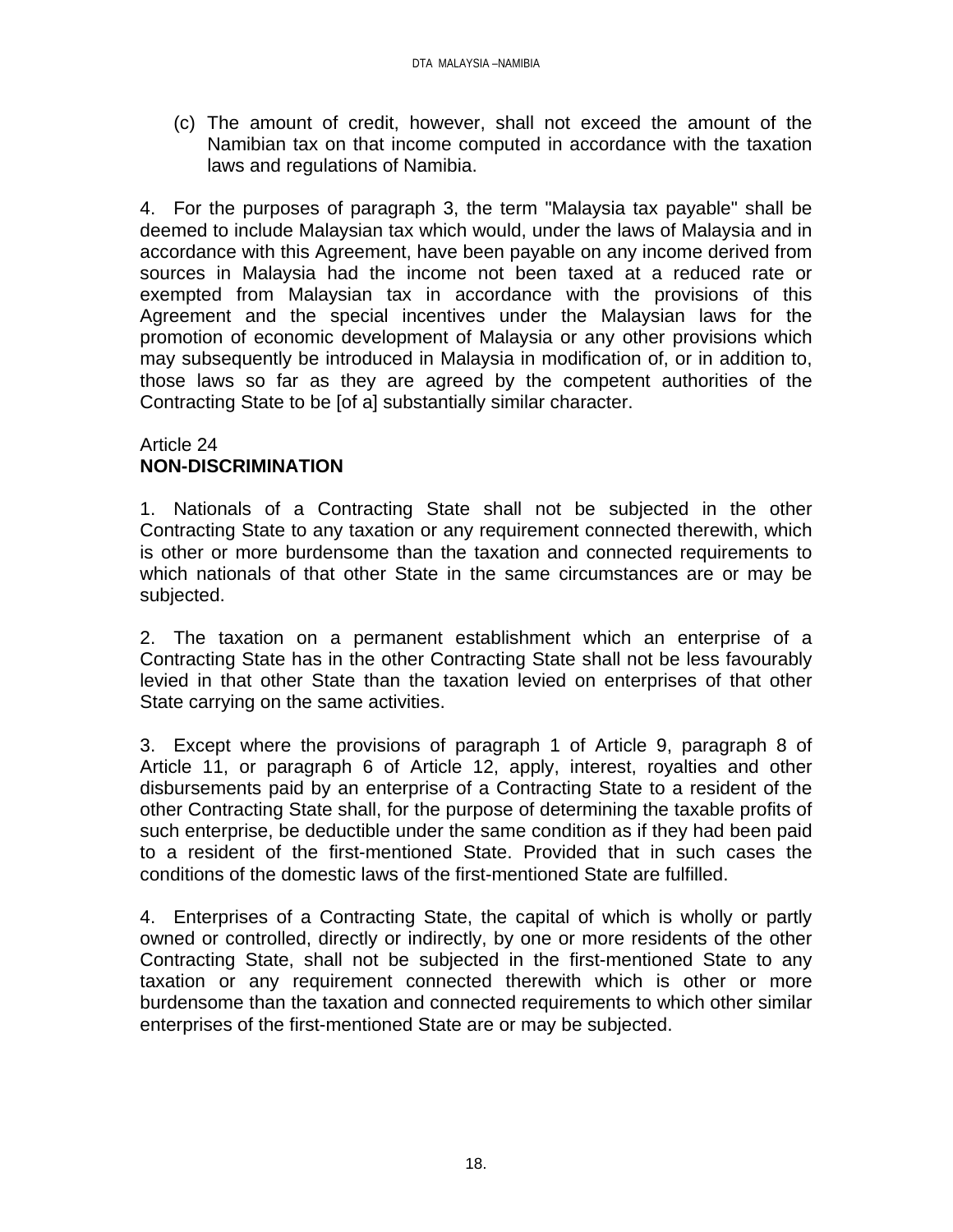(c) The amount of credit, however, shall not exceed the amount of the Namibian tax on that income computed in accordance with the taxation laws and regulations of Namibia.

4. For the purposes of paragraph 3, the term "Malaysia tax payable" shall be deemed to include Malaysian tax which would, under the laws of Malaysia and in accordance with this Agreement, have been payable on any income derived from sources in Malaysia had the income not been taxed at a reduced rate or exempted from Malaysian tax in accordance with the provisions of this Agreement and the special incentives under the Malaysian laws for the promotion of economic development of Malaysia or any other provisions which may subsequently be introduced in Malaysia in modification of, or in addition to, those laws so far as they are agreed by the competent authorities of the Contracting State to be [of a] substantially similar character.

Article 24
**NON-DISCRIMINATION**

1. Nationals of a Contracting State shall not be subjected in the other Contracting State to any taxation or any requirement connected therewith, which is other or more burdensome than the taxation and connected requirements to which nationals of that other State in the same circumstances are or may be subjected.

2. The taxation on a permanent establishment which an enterprise of a Contracting State has in the other Contracting State shall not be less favourably levied in that other State than the taxation levied on enterprises of that other State carrying on the same activities.

3. Except where the provisions of paragraph 1 of Article 9, paragraph 8 of Article 11, or paragraph 6 of Article 12, apply, interest, royalties and other disbursements paid by an enterprise of a Contracting State to a resident of the other Contracting State shall, for the purpose of determining the taxable profits of such enterprise, be deductible under the same condition as if they had been paid to a resident of the first-mentioned State. Provided that in such cases the conditions of the domestic laws of the first-mentioned State are fulfilled.

4. Enterprises of a Contracting State, the capital of which is wholly or partly owned or controlled, directly or indirectly, by one or more residents of the other Contracting State, shall not be subjected in the first-mentioned State to any taxation or any requirement connected therewith which is other or more burdensome than the taxation and connected requirements to which other similar enterprises of the first-mentioned State are or may be subjected.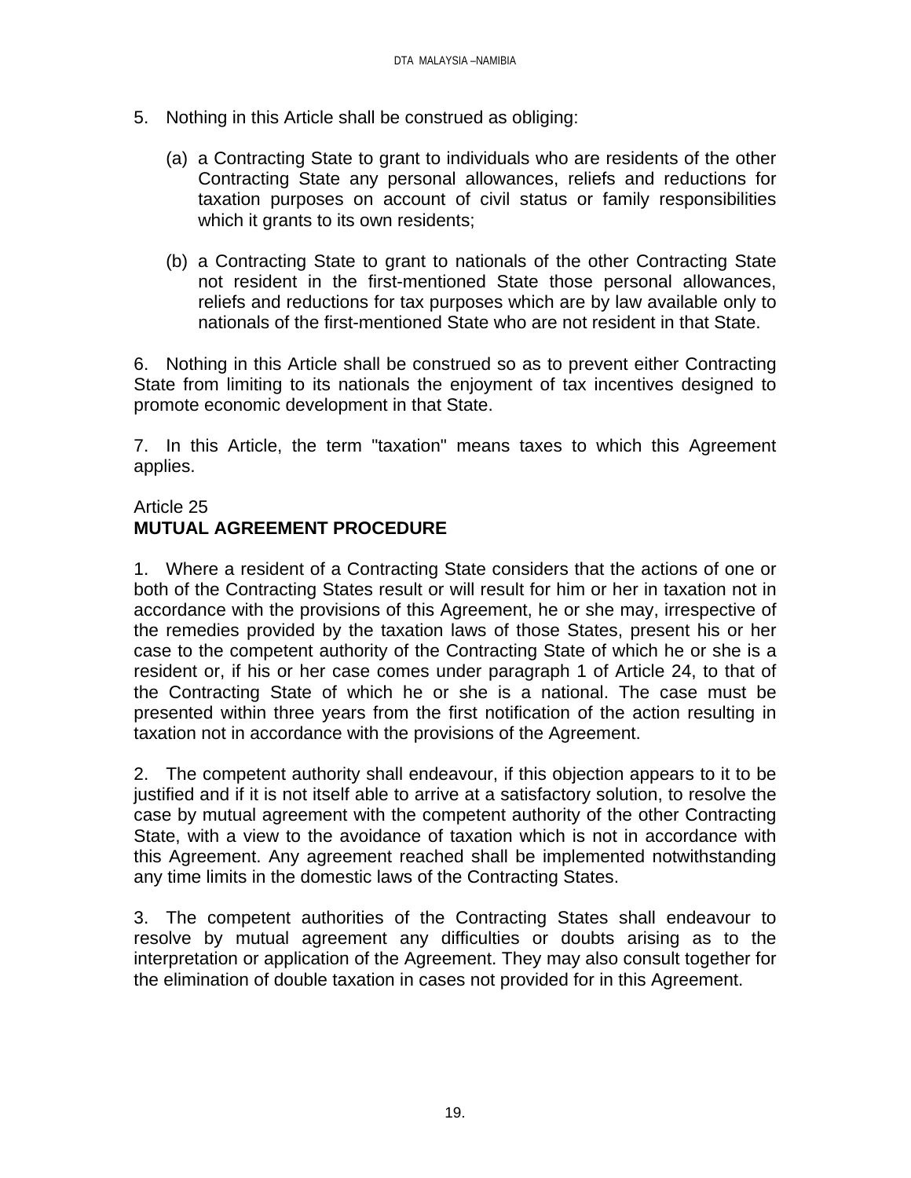5. Nothing in this Article shall be construed as obliging:

   (a) a Contracting State to grant to individuals who are residents of the other Contracting State any personal allowances, reliefs and reductions for taxation purposes on account of civil status or family responsibilities which it grants to its own residents;

   (b) a Contracting State to grant to nationals of the other Contracting State not resident in the first-mentioned State those personal allowances, reliefs and reductions for tax purposes which are by law available only to nationals of the first-mentioned State who are not resident in that State.

6. Nothing in this Article shall be construed so as to prevent either Contracting State from limiting to its nationals the enjoyment of tax incentives designed to promote economic development in that State.

7. In this Article, the term "taxation" means taxes to which this Agreement applies.

Article 25
**MUTUAL AGREEMENT PROCEDURE**

1. Where a resident of a Contracting State considers that the actions of one or both of the Contracting States result or will result for him or her in taxation not in accordance with the provisions of this Agreement, he or she may, irrespective of the remedies provided by the taxation laws of those States, present his or her case to the competent authority of the Contracting State of which he or she is a resident or, if his or her case comes under paragraph 1 of Article 24, to that of the Contracting State of which he or she is a national. The case must be presented within three years from the first notification of the action resulting in taxation not in accordance with the provisions of the Agreement.

2. The competent authority shall endeavour, if this objection appears to it to be justified and if it is not itself able to arrive at a satisfactory solution, to resolve the case by mutual agreement with the competent authority of the other Contracting State, with a view to the avoidance of taxation which is not in accordance with this Agreement. Any agreement reached shall be implemented notwithstanding any time limits in the domestic laws of the Contracting States.

3. The competent authorities of the Contracting States shall endeavour to resolve by mutual agreement any difficulties or doubts arising as to the interpretation or application of the Agreement. They may also consult together for the elimination of double taxation in cases not provided for in this Agreement.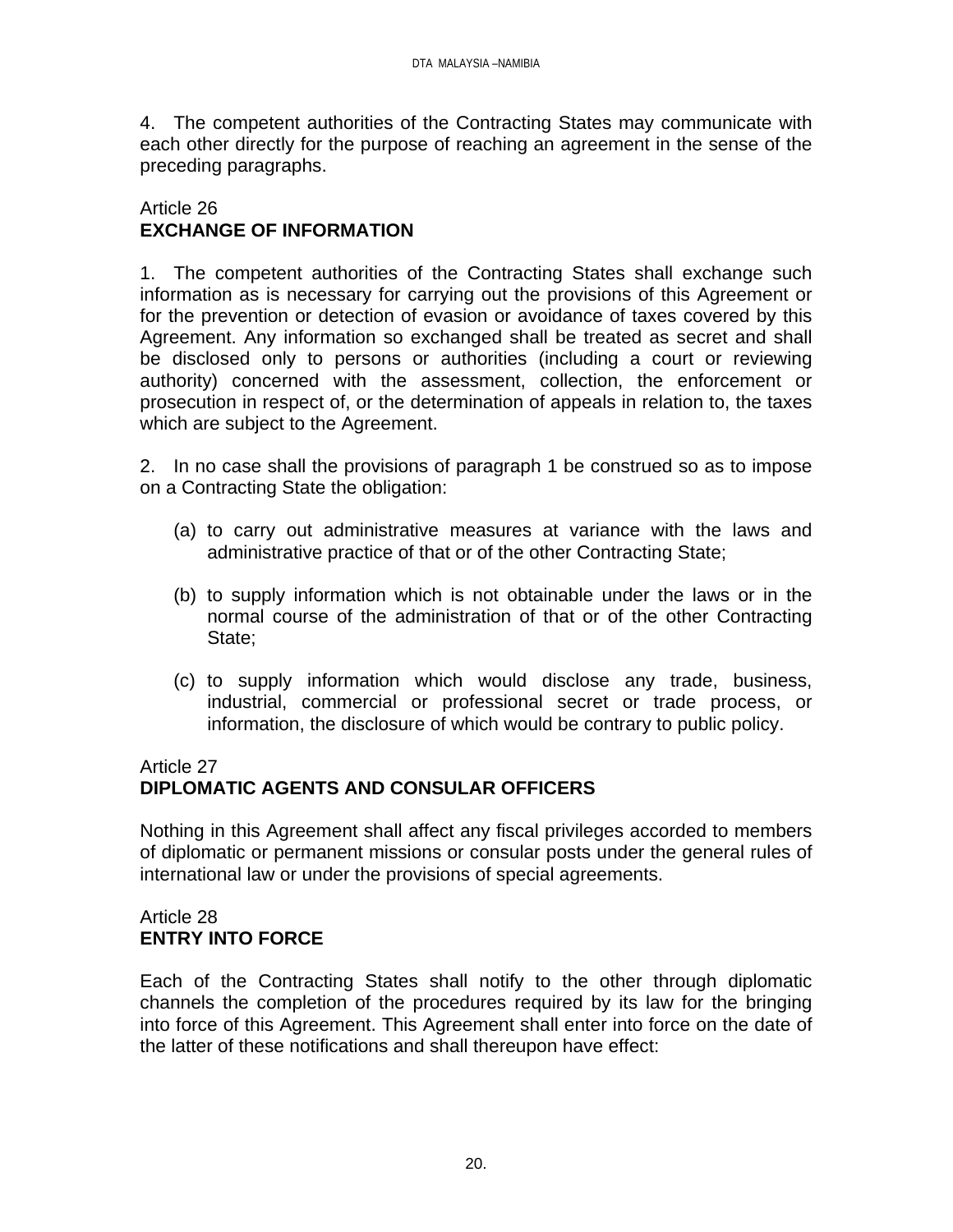4. The competent authorities of the Contracting States may communicate with each other directly for the purpose of reaching an agreement in the sense of the preceding paragraphs.

Article 26
**EXCHANGE OF INFORMATION**

1. The competent authorities of the Contracting States shall exchange such information as is necessary for carrying out the provisions of this Agreement or for the prevention or detection of evasion or avoidance of taxes covered by this Agreement. Any information so exchanged shall be treated as secret and shall be disclosed only to persons or authorities (including a court or reviewing authority) concerned with the assessment, collection, the enforcement or prosecution in respect of, or the determination of appeals in relation to, the taxes which are subject to the Agreement.

2. In no case shall the provisions of paragraph 1 be construed so as to impose on a Contracting State the obligation:

(a) to carry out administrative measures at variance with the laws and administrative practice of that or of the other Contracting State;

(b) to supply information which is not obtainable under the laws or in the normal course of the administration of that or of the other Contracting State;

(c) to supply information which would disclose any trade, business, industrial, commercial or professional secret or trade process, or information, the disclosure of which would be contrary to public policy.

Article 27
**DIPLOMATIC AGENTS AND CONSULAR OFFICERS**

Nothing in this Agreement shall affect any fiscal privileges accorded to members of diplomatic or permanent missions or consular posts under the general rules of international law or under the provisions of special agreements.

Article 28
**ENTRY INTO FORCE**

Each of the Contracting States shall notify to the other through diplomatic channels the completion of the procedures required by its law for the bringing into force of this Agreement. This Agreement shall enter into force on the date of the latter of these notifications and shall thereupon have effect: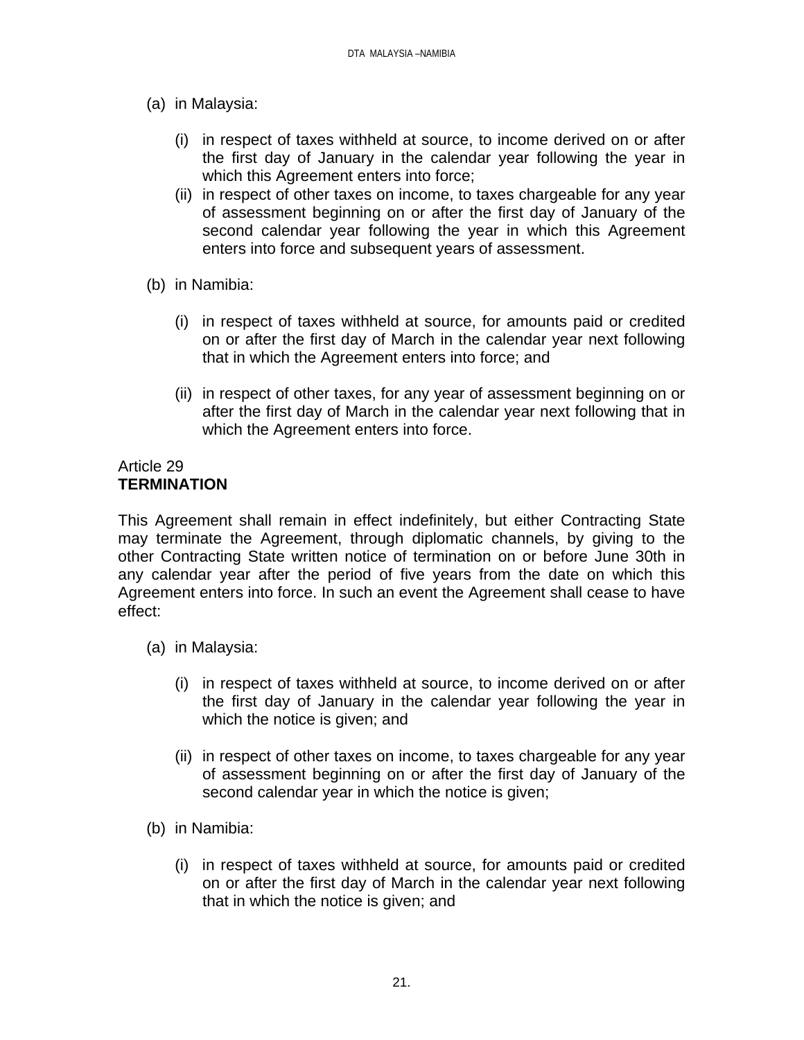(a) in Malaysia:

   (i) in respect of taxes withheld at source, to income derived on or after the first day of January in the calendar year following the year in which this Agreement enters into force;

   (ii) in respect of other taxes on income, to taxes chargeable for any year of assessment beginning on or after the first day of January of the second calendar year following the year in which this Agreement enters into force and subsequent years of assessment.

(b) in Namibia:

   (i) in respect of taxes withheld at source, for amounts paid or credited on or after the first day of March in the calendar year next following that in which the Agreement enters into force; and

   (ii) in respect of other taxes, for any year of assessment beginning on or after the first day of March in the calendar year next following that in which the Agreement enters into force.

Article 29
**TERMINATION**

This Agreement shall remain in effect indefinitely, but either Contracting State may terminate the Agreement, through diplomatic channels, by giving to the other Contracting State written notice of termination on or before June 30th in any calendar year after the period of five years from the date on which this Agreement enters into force. In such an event the Agreement shall cease to have effect:

(a) in Malaysia:

   (i) in respect of taxes withheld at source, to income derived on or after the first day of January in the calendar year following the year in which the notice is given; and

   (ii) in respect of other taxes on income, to taxes chargeable for any year of assessment beginning on or after the first day of January of the second calendar year in which the notice is given;

(b) in Namibia:

   (i) in respect of taxes withheld at source, for amounts paid or credited on or after the first day of March in the calendar year next following that in which the notice is given; and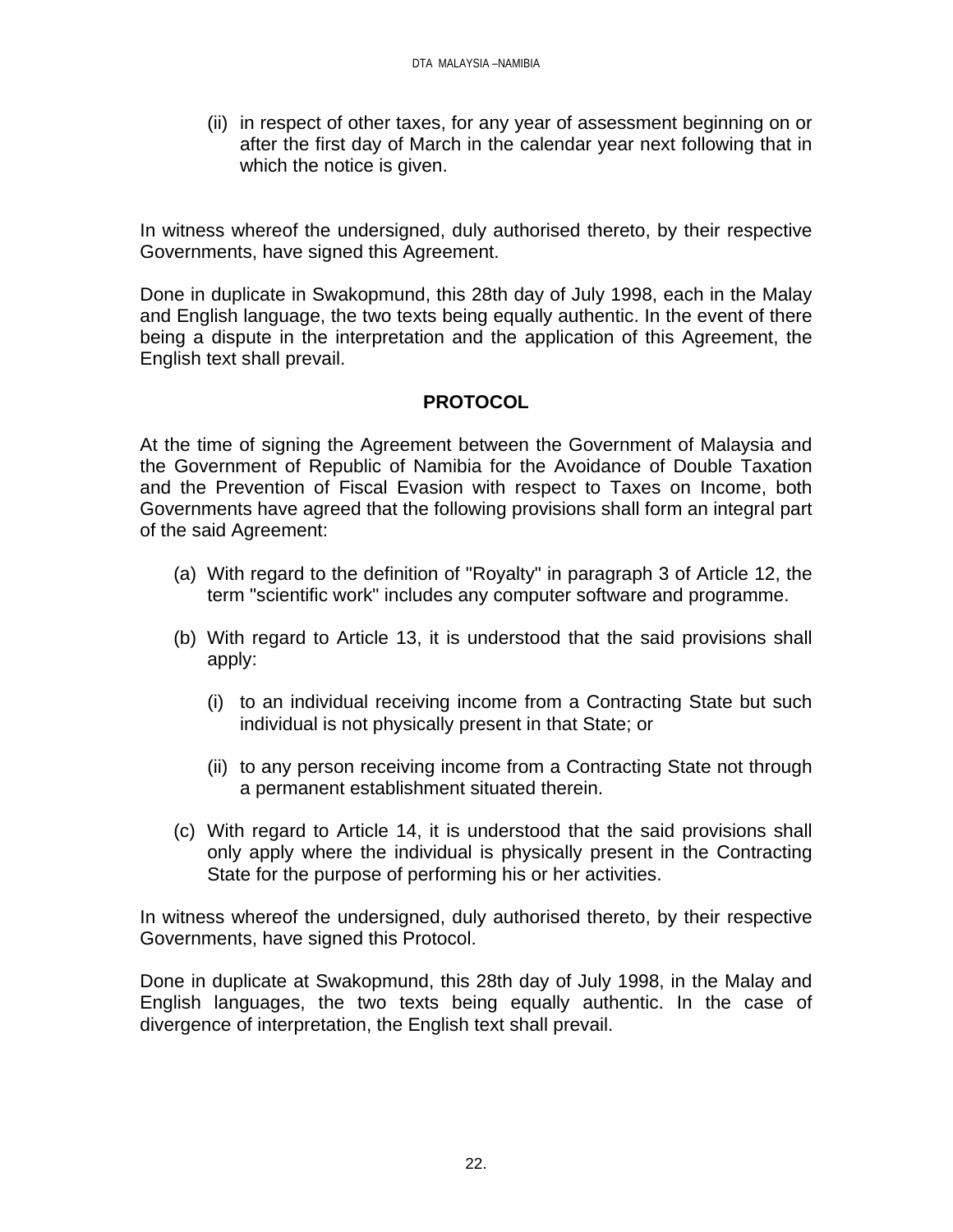(ii) in respect of other taxes, for any year of assessment beginning on or after the first day of March in the calendar year next following that in which the notice is given.

In witness whereof the undersigned, duly authorised thereto, by their respective Governments, have signed this Agreement.

Done in duplicate in Swakopmund, this 28th day of July 1998, each in the Malay and English language, the two texts being equally authentic. In the event of there being a dispute in the interpretation and the application of this Agreement, the English text shall prevail.

## PROTOCOL

At the time of signing the Agreement between the Government of Malaysia and the Government of Republic of Namibia for the Avoidance of Double Taxation and the Prevention of Fiscal Evasion with respect to Taxes on Income, both Governments have agreed that the following provisions shall form an integral part of the said Agreement:

(a) With regard to the definition of "Royalty" in paragraph 3 of Article 12, the term "scientific work" includes any computer software and programme.

(b) With regard to Article 13, it is understood that the said provisions shall apply:

   (i) to an individual receiving income from a Contracting State but such individual is not physically present in that State; or

   (ii) to any person receiving income from a Contracting State not through a permanent establishment situated therein.

(c) With regard to Article 14, it is understood that the said provisions shall only apply where the individual is physically present in the Contracting State for the purpose of performing his or her activities.

In witness whereof the undersigned, duly authorised thereto, by their respective Governments, have signed this Protocol.

Done in duplicate at Swakopmund, this 28th day of July 1998, in the Malay and English languages, the two texts being equally authentic. In the case of divergence of interpretation, the English text shall prevail.